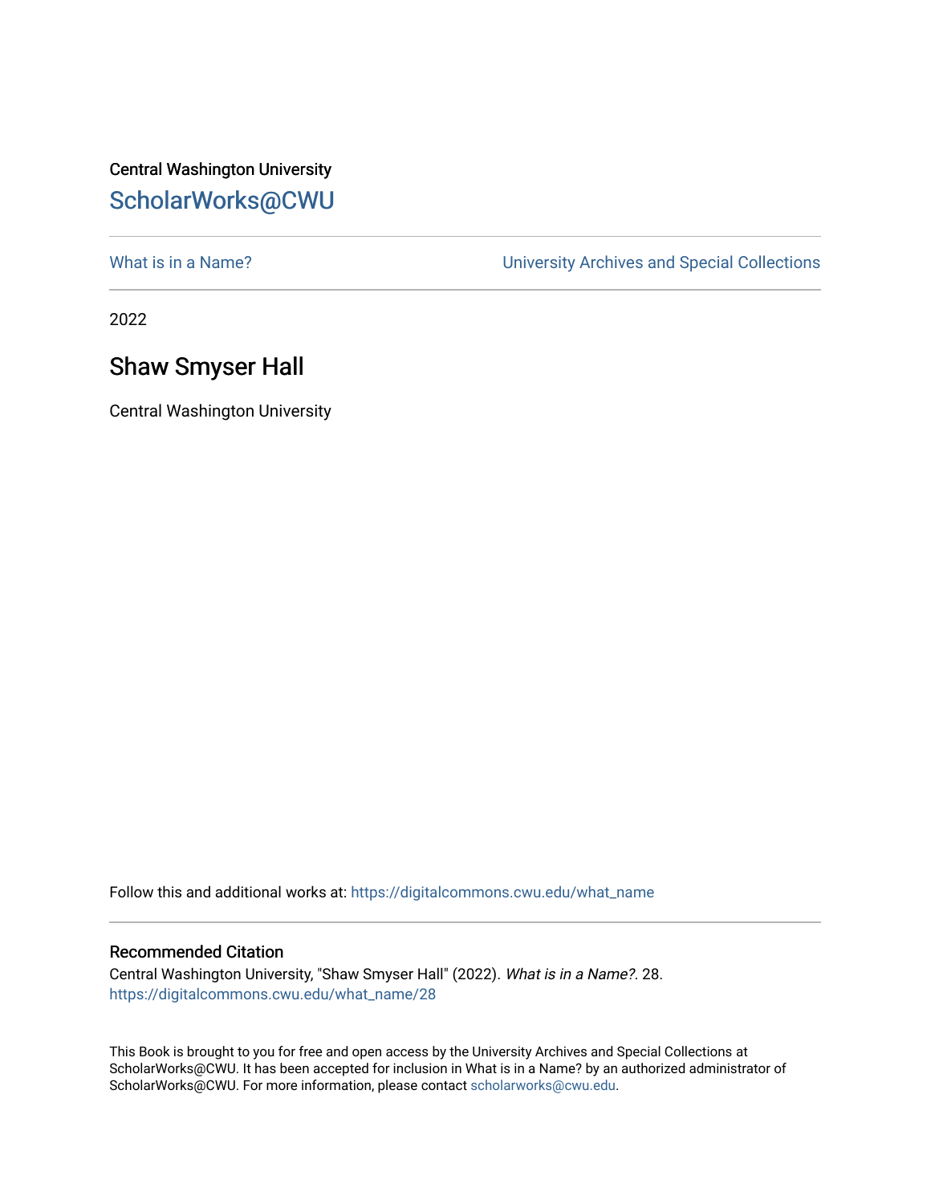Central Washington University

## ScholarWorks@CWU

What is in a Name?

University Archives and Special Collections

2022

# Shaw Smyser Hall

Central Washington University

Follow this and additional works at: https://digitalcommons.cwu.edu/what_name

### Recommended Citation

Central Washington University, "Shaw Smyser Hall" (2022). *What is in a Name?*. 28.
https://digitalcommons.cwu.edu/what_name/28

This Book is brought to you for free and open access by the University Archives and Special Collections at ScholarWorks@CWU. It has been accepted for inclusion in What is in a Name? by an authorized administrator of ScholarWorks@CWU. For more information, please contact scholarworks@cwu.edu.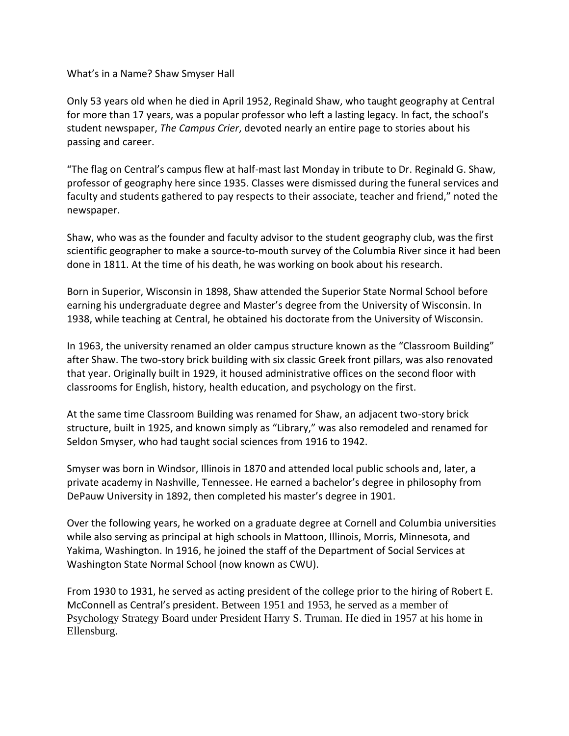# What's in a Name? Shaw Smyser Hall

Only 53 years old when he died in April 1952, Reginald Shaw, who taught geography at Central for more than 17 years, was a popular professor who left a lasting legacy. In fact, the school's student newspaper, *The Campus Crier*, devoted nearly an entire page to stories about his passing and career.

"The flag on Central's campus flew at half-mast last Monday in tribute to Dr. Reginald G. Shaw, professor of geography here since 1935. Classes were dismissed during the funeral services and faculty and students gathered to pay respects to their associate, teacher and friend," noted the newspaper.

Shaw, who was as the founder and faculty advisor to the student geography club, was the first scientific geographer to make a source-to-mouth survey of the Columbia River since it had been done in 1811. At the time of his death, he was working on book about his research.

Born in Superior, Wisconsin in 1898, Shaw attended the Superior State Normal School before earning his undergraduate degree and Master's degree from the University of Wisconsin. In 1938, while teaching at Central, he obtained his doctorate from the University of Wisconsin.

In 1963, the university renamed an older campus structure known as the "Classroom Building" after Shaw. The two-story brick building with six classic Greek front pillars, was also renovated that year. Originally built in 1929, it housed administrative offices on the second floor with classrooms for English, history, health education, and psychology on the first.

At the same time Classroom Building was renamed for Shaw, an adjacent two-story brick structure, built in 1925, and known simply as "Library," was also remodeled and renamed for Seldon Smyser, who had taught social sciences from 1916 to 1942.

Smyser was born in Windsor, Illinois in 1870 and attended local public schools and, later, a private academy in Nashville, Tennessee. He earned a bachelor's degree in philosophy from DePauw University in 1892, then completed his master's degree in 1901.

Over the following years, he worked on a graduate degree at Cornell and Columbia universities while also serving as principal at high schools in Mattoon, Illinois, Morris, Minnesota, and Yakima, Washington. In 1916, he joined the staff of the Department of Social Services at Washington State Normal School (now known as CWU).

From 1930 to 1931, he served as acting president of the college prior to the hiring of Robert E. McConnell as Central's president. Between 1951 and 1953, he served as a member of Psychology Strategy Board under President Harry S. Truman. He died in 1957 at his home in Ellensburg.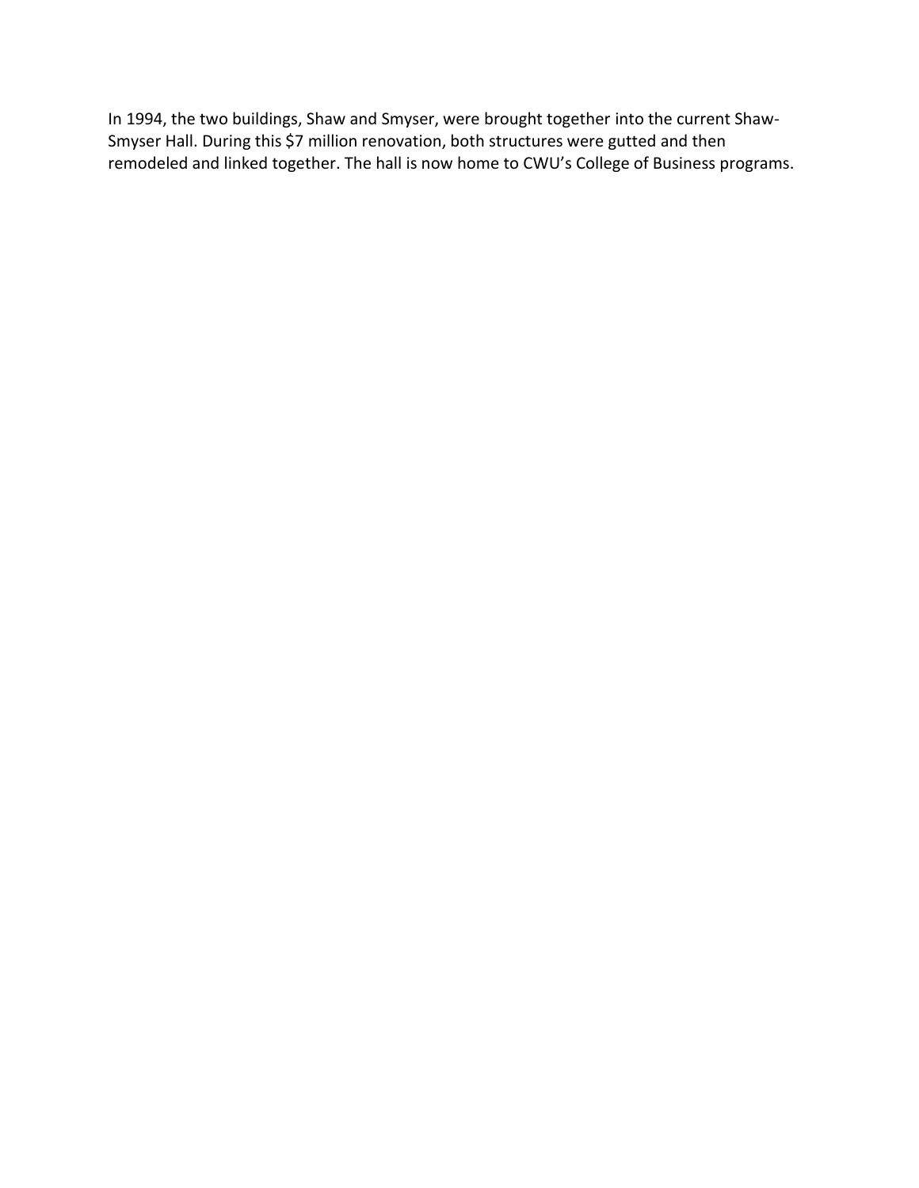In 1994, the two buildings, Shaw and Smyser, were brought together into the current Shaw-Smyser Hall. During this $7 million renovation, both structures were gutted and then remodeled and linked together. The hall is now home to CWU's College of Business programs.